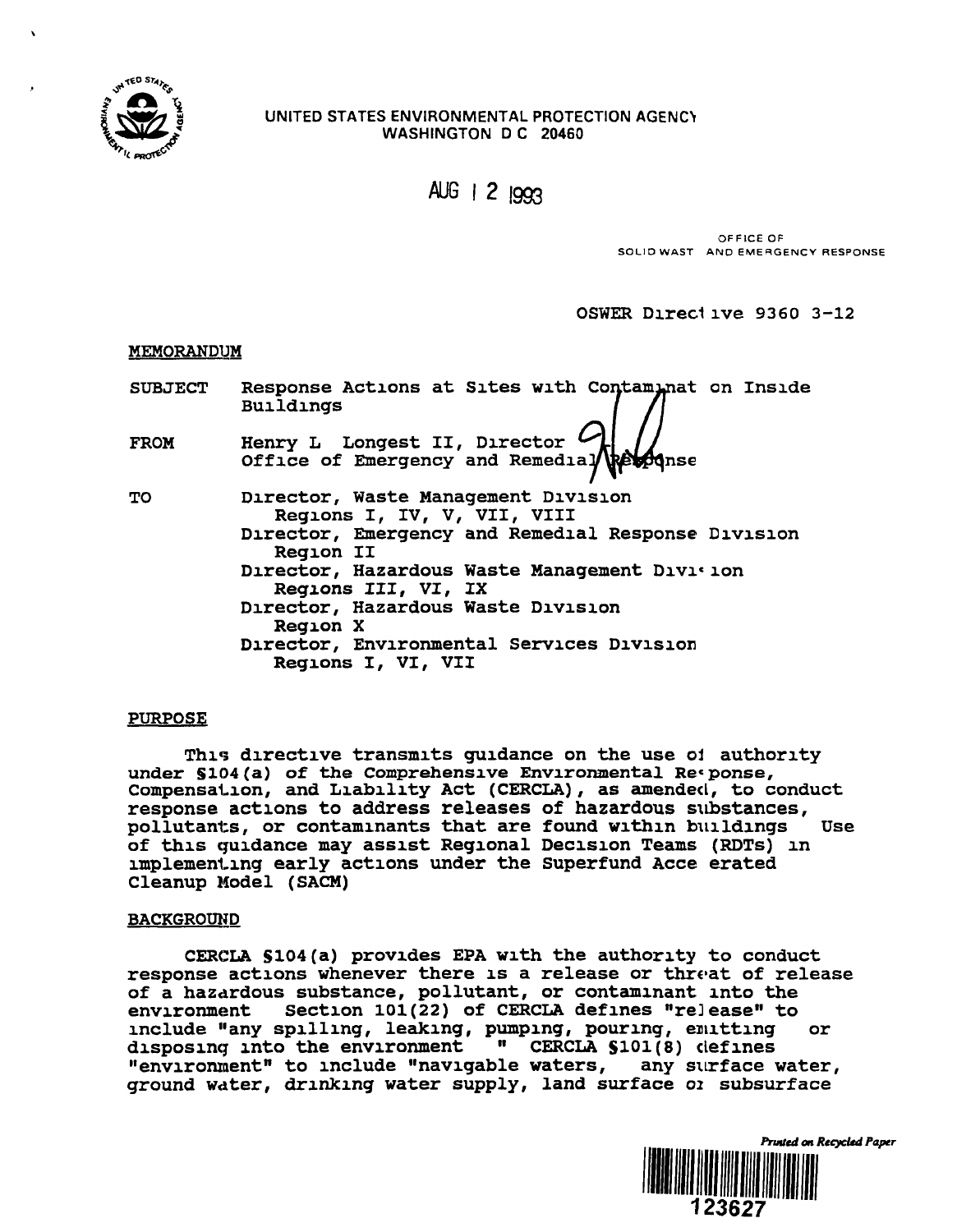UNITED STATES ENVIRONMENTAL PROTECTION AGENCY
WASHINGTON D C 20460

AUG 12 1993

OFFICE OF
SOLID WAST AND EMERGENCY RESPONSE

OSWER Directive 9360 3-12

MEMORANDUM

SUBJECT Response Actions at Sites with Contaminat on Inside Buildings

FROM Henry L Longest II, Director
Office of Emergency and Remedial Response

TO Director, Waste Management Division
Regions I, IV, V, VII, VIII
Director, Emergency and Remedial Response Division
Region II
Director, Hazardous Waste Management Division
Regions III, VI, IX
Director, Hazardous Waste Division
Region X
Director, Environmental Services Division
Regions I, VI, VII

PURPOSE

This directive transmits guidance on the use of authority under §104(a) of the Comprehensive Environmental Response, Compensation, and Liability Act (CERCLA), as amended, to conduct response actions to address releases of hazardous substances, pollutants, or contaminants that are found within buildings Use of this guidance may assist Regional Decision Teams (RDTs) in implementing early actions under the Superfund Accelerated Cleanup Model (SACM)

BACKGROUND

CERCLA §104(a) provides EPA with the authority to conduct response actions whenever there is a release or threat of release of a hazardous substance, pollutant, or contaminant into the environment Section 101(22) of CERCLA defines "release" to include "any spilling, leaking, pumping, pouring, emitting or disposing into the environment " CERCLA §101(8) defines "environment" to include "navigable waters, any surface water, ground water, drinking water supply, land surface or subsurface

Printed on Recycled Paper

123627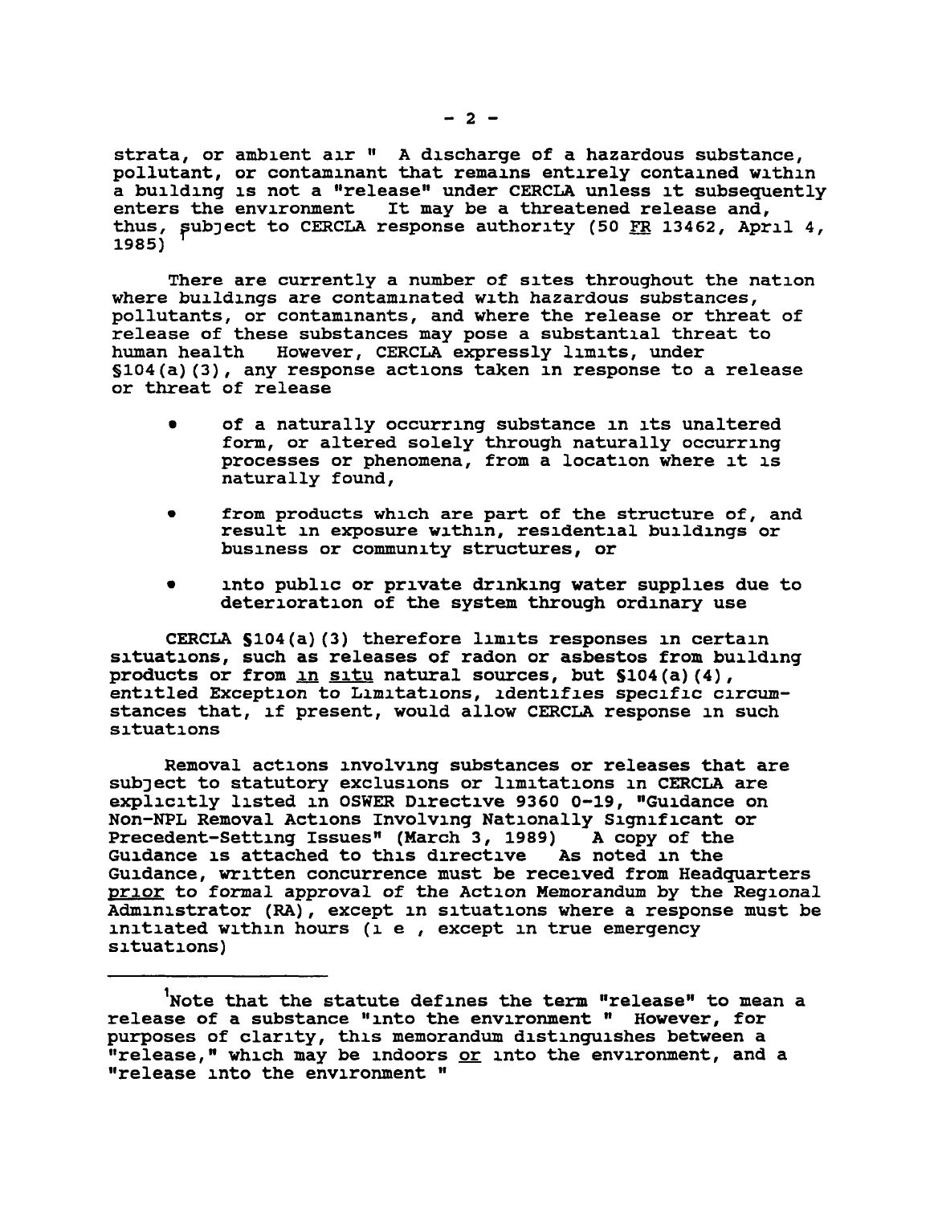strata, or ambient air " A discharge of a hazardous substance, pollutant, or contaminant that remains entirely contained within a building is not a "release" under CERCLA unless it subsequently enters the environment It may be a threatened release and, thus, subject to CERCLA response authority (50 FR 13462, April 4, 1985)[1]

There are currently a number of sites throughout the nation where buildings are contaminated with hazardous substances, pollutants, or contaminants, and where the release or threat of release of these substances may pose a substantial threat to human health However, CERCLA expressly limits, under §104(a)(3), any response actions taken in response to a release or threat of release

- of a naturally occurring substance in its unaltered form, or altered solely through naturally occurring processes or phenomena, from a location where it is naturally found,
- from products which are part of the structure of, and result in exposure within, residential buildings or business or community structures, or
- into public or private drinking water supplies due to deterioration of the system through ordinary use

CERCLA §104(a)(3) therefore limits responses in certain situations, such as releases of radon or asbestos from building products or from *in situ* natural sources, but §104(a)(4), entitled Exception to Limitations, identifies specific circumstances that, if present, would allow CERCLA response in such situations

Removal actions involving substances or releases that are subject to statutory exclusions or limitations in CERCLA are explicitly listed in OSWER Directive 9360 0-19, "Guidance on Non-NPL Removal Actions Involving Nationally Significant or Precedent-Setting Issues" (March 3, 1989) A copy of the Guidance is attached to this directive As noted in the Guidance, written concurrence must be received from Headquarters *prior* to formal approval of the Action Memorandum by the Regional Administrator (RA), except in situations where a response must be initiated within hours (i e , except in true emergency situations)

---

[1]Note that the statute defines the term "release" to mean a release of a substance "into the environment " However, for purposes of clarity, this memorandum distinguishes between a "release," which may be indoors *or* into the environment, and a "release into the environment "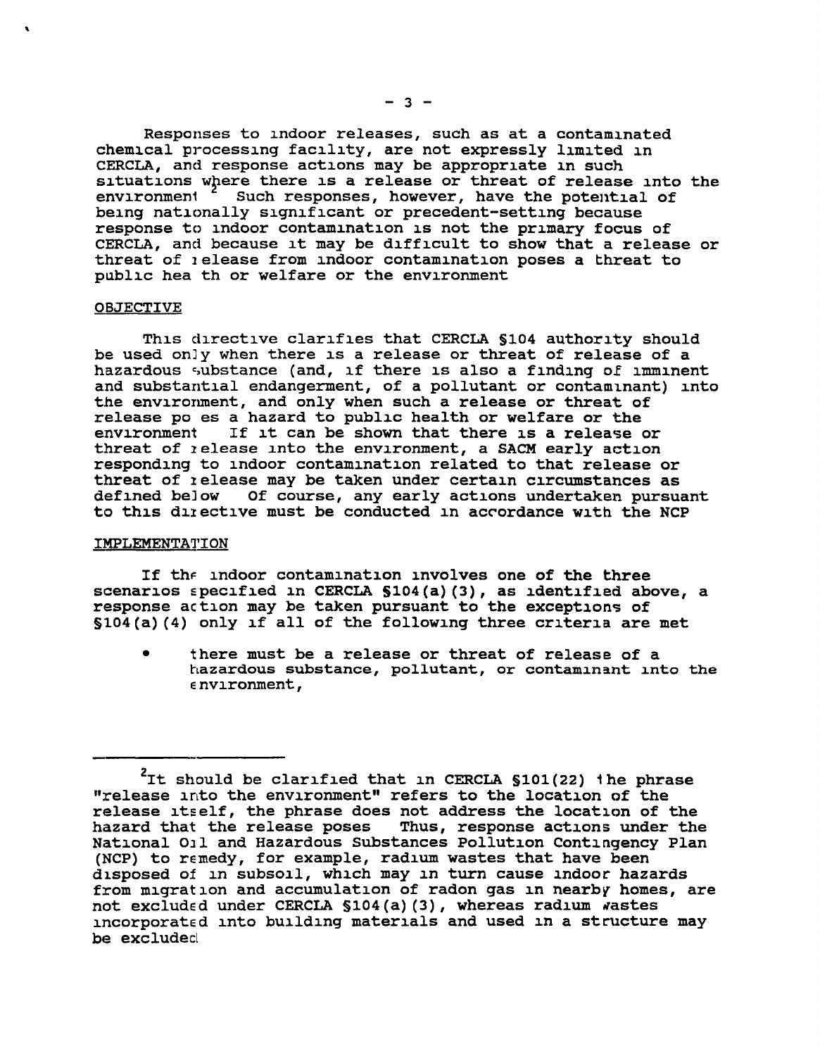Responses to indoor releases, such as at a contaminated chemical processing facility, are not expressly limited in CERCLA, and response actions may be appropriate in such situations where there is a release or threat of release into the environment[2] Such responses, however, have the potential of being nationally significant or precedent-setting because response to indoor contamination is not the primary focus of CERCLA, and because it may be difficult to show that a release or threat of release from indoor contamination poses a threat to public health or welfare or the environment

OBJECTIVE

This directive clarifies that CERCLA §104 authority should be used only when there is a release or threat of release of a hazardous substance (and, if there is also a finding of imminent and substantial endangerment, of a pollutant or contaminant) into the environment, and only when such a release or threat of release poses a hazard to public health or welfare or the environment If it can be shown that there is a release or threat of release into the environment, a SACM early action responding to indoor contamination related to that release or threat of release may be taken under certain circumstances as defined below Of course, any early actions undertaken pursuant to this directive must be conducted in accordance with the NCP

IMPLEMENTATION

If the indoor contamination involves one of the three scenarios specified in CERCLA §104(a)(3), as identified above, a response action may be taken pursuant to the exceptions of §104(a)(4) only if all of the following three criteria are met

- there must be a release or threat of release of a hazardous substance, pollutant, or contaminant into the environment,

---

[2] It should be clarified that in CERCLA §101(22) the phrase "release into the environment" refers to the location of the release itself, the phrase does not address the location of the hazard that the release poses Thus, response actions under the National Oil and Hazardous Substances Pollution Contingency Plan (NCP) to remedy, for example, radium wastes that have been disposed of in subsoil, which may in turn cause indoor hazards from migration and accumulation of radon gas in nearby homes, are not excluded under CERCLA §104(a)(3), whereas radium wastes incorporated into building materials and used in a structure may be excluded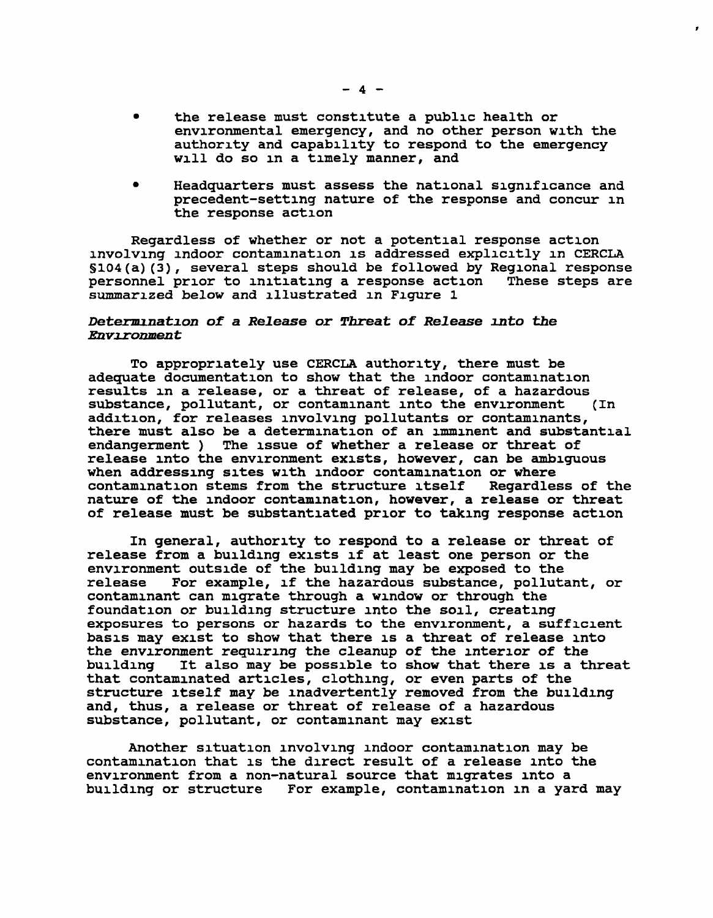- the release must constitute a public health or environmental emergency, and no other person with the authority and capability to respond to the emergency will do so in a timely manner, and

- Headquarters must assess the national significance and precedent-setting nature of the response and concur in the response action

Regardless of whether or not a potential response action involving indoor contamination is addressed explicitly in CERCLA §104(a)(3), several steps should be followed by Regional response personnel prior to initiating a response action These steps are summarized below and illustrated in Figure 1

*Determination of a Release or Threat of Release into the Environment*

To appropriately use CERCLA authority, there must be adequate documentation to show that the indoor contamination results in a release, or a threat of release, of a hazardous substance, pollutant, or contaminant into the environment (In addition, for releases involving pollutants or contaminants, there must also be a determination of an imminent and substantial endangerment ) The issue of whether a release or threat of release into the environment exists, however, can be ambiguous when addressing sites with indoor contamination or where contamination stems from the structure itself Regardless of the nature of the indoor contamination, however, a release or threat of release must be substantiated prior to taking response action

In general, authority to respond to a release or threat of release from a building exists if at least one person or the environment outside of the building may be exposed to the release For example, if the hazardous substance, pollutant, or contaminant can migrate through a window or through the foundation or building structure into the soil, creating exposures to persons or hazards to the environment, a sufficient basis may exist to show that there is a threat of release into the environment requiring the cleanup of the interior of the building It also may be possible to show that there is a threat that contaminated articles, clothing, or even parts of the structure itself may be inadvertently removed from the building and, thus, a release or threat of release of a hazardous substance, pollutant, or contaminant may exist

Another situation involving indoor contamination may be contamination that is the direct result of a release into the environment from a non-natural source that migrates into a building or structure For example, contamination in a yard may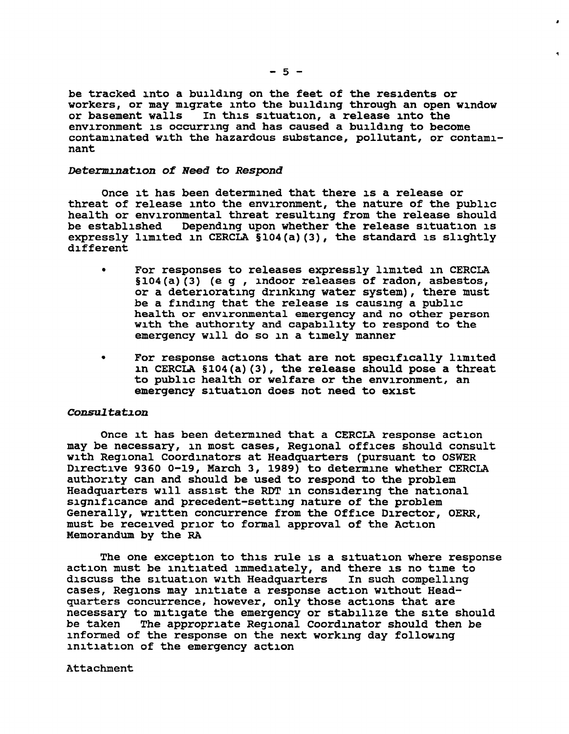be tracked into a building on the feet of the residents or workers, or may migrate into the building through an open window or basement walls In this situation, a release into the environment is occurring and has caused a building to become contaminated with the hazardous substance, pollutant, or contaminant

*Determination of Need to Respond*

Once it has been determined that there is a release or threat of release into the environment, the nature of the public health or environmental threat resulting from the release should be established Depending upon whether the release situation is expressly limited in CERCLA §104(a)(3), the standard is slightly different

- For responses to releases expressly limited in CERCLA §104(a)(3) (e g , indoor releases of radon, asbestos, or a deteriorating drinking water system), there must be a finding that the release is causing a public health or environmental emergency and no other person with the authority and capability to respond to the emergency will do so in a timely manner

- For response actions that are not specifically limited in CERCLA §104(a)(3), the release should pose a threat to public health or welfare or the environment, an emergency situation does not need to exist

*Consultation*

Once it has been determined that a CERCLA response action may be necessary, in most cases, Regional offices should consult with Regional Coordinators at Headquarters (pursuant to OSWER Directive 9360 0-19, March 3, 1989) to determine whether CERCLA authority can and should be used to respond to the problem Headquarters will assist the RDT in considering the national significance and precedent-setting nature of the problem Generally, written concurrence from the Office Director, OERR, must be received prior to formal approval of the Action Memorandum by the RA

The one exception to this rule is a situation where response action must be initiated immediately, and there is no time to discuss the situation with Headquarters In such compelling cases, Regions may initiate a response action without Headquarters concurrence, however, only those actions that are necessary to mitigate the emergency or stabilize the site should be taken The appropriate Regional Coordinator should then be informed of the response on the next working day following initiation of the emergency action

Attachment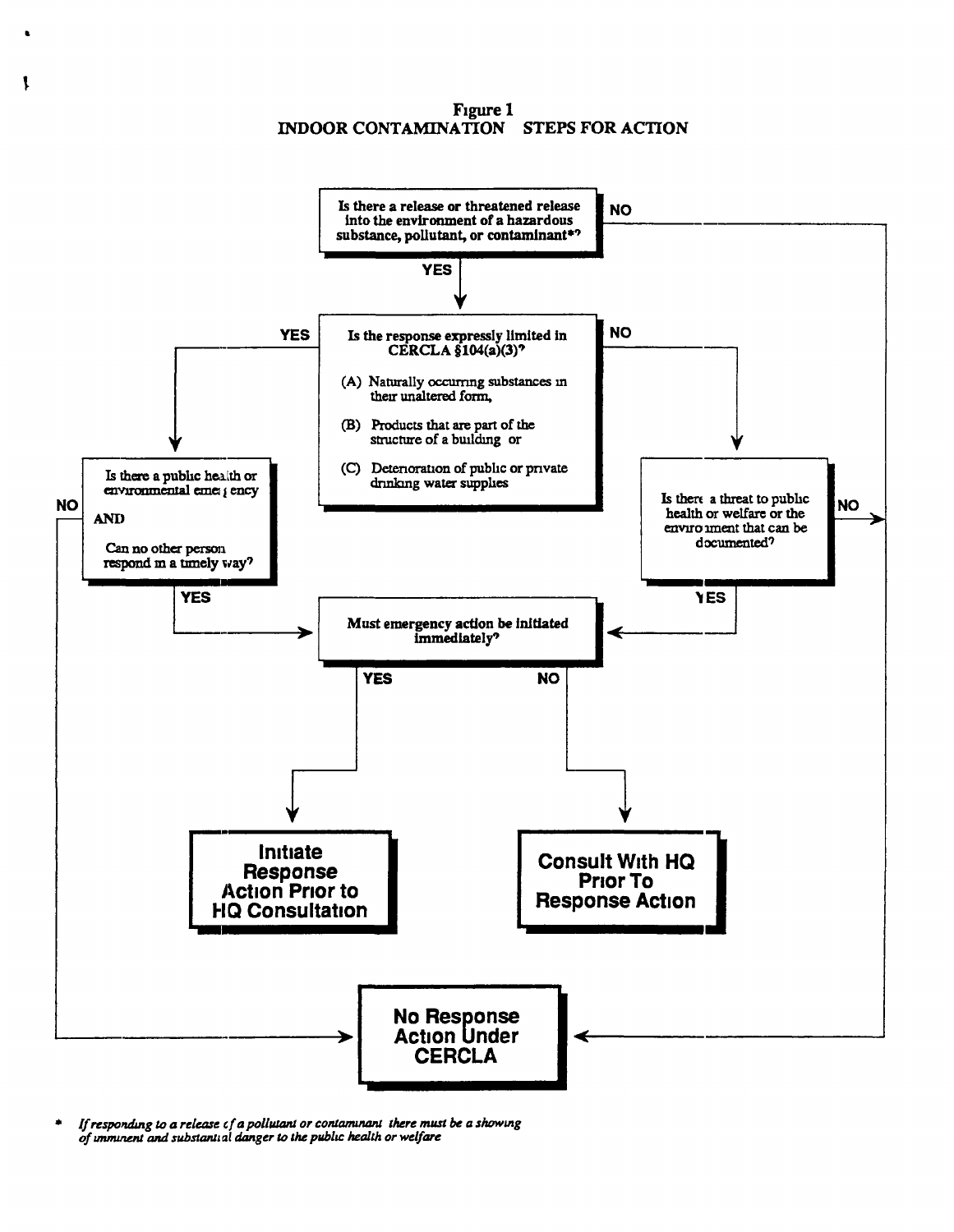Figure 1
INDOOR CONTAMINATION STEPS FOR ACTION

Is there a release or threatened release into the environment of a hazardous substance, pollutant, or contaminant*?

NO

YES

Is the response expressly limited in CERCLA §104(a)(3)?

(A) Naturally occurring substances in their unaltered form,

(B) Products that are part of the structure of a building or

(C) Deterioration of public or private drinking water supplies

YES

NO

Is there a public health or environmental emergency

AND

Can no other person respond in a timely way?

NO

YES

Is there a threat to public health or welfare or the environment that can be documented?

NO

YES

Must emergency action be initiated immediately?

YES

NO

Initiate Response Action Prior to HQ Consultation

Consult With HQ Prior To Response Action

No Response Action Under CERCLA

\* *If responding to a release of a pollutant or contaminant there must be a showing of imminent and substantial danger to the public health or welfare*